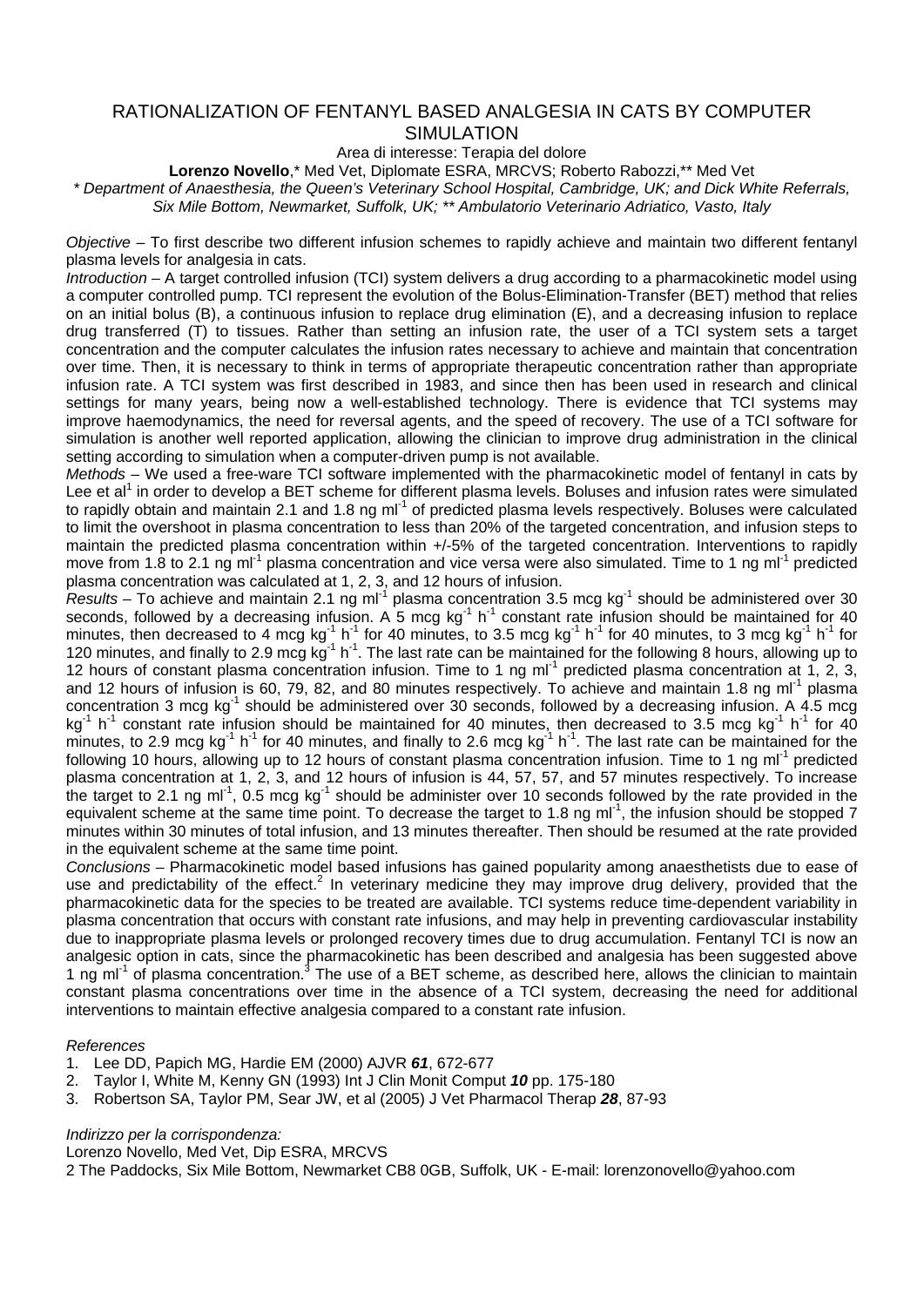# RATIONALIZATION OF FENTANYL BASED ANALGESIA IN CATS BY COMPUTER SIMULATION

Area di interesse: Terapia del dolore

**Lorenzo Novello**,* Med Vet, Diplomate ESRA, MRCVS; Roberto Rabozzi,** Med Vet

*\* Department of Anaesthesia, the Queen's Veterinary School Hospital, Cambridge, UK; and Dick White Referrals, Six Mile Bottom, Newmarket, Suffolk, UK; \*\* Ambulatorio Veterinario Adriatico, Vasto, Italy*

*Objective* – To first describe two different infusion schemes to rapidly achieve and maintain two different fentanyl plasma levels for analgesia in cats.

*Introduction* – A target controlled infusion (TCI) system delivers a drug according to a pharmacokinetic model using a computer controlled pump. TCI represent the evolution of the Bolus-Elimination-Transfer (BET) method that relies on an initial bolus (B), a continuous infusion to replace drug elimination (E), and a decreasing infusion to replace drug transferred (T) to tissues. Rather than setting an infusion rate, the user of a TCI system sets a target concentration and the computer calculates the infusion rates necessary to achieve and maintain that concentration over time. Then, it is necessary to think in terms of appropriate therapeutic concentration rather than appropriate infusion rate. A TCI system was first described in 1983, and since then has been used in research and clinical settings for many years, being now a well-established technology. There is evidence that TCI systems may improve haemodynamics, the need for reversal agents, and the speed of recovery. The use of a TCI software for simulation is another well reported application, allowing the clinician to improve drug administration in the clinical setting according to simulation when a computer-driven pump is not available.

*Methods* – We used a free-ware TCI software implemented with the pharmacokinetic model of fentanyl in cats by Lee et al[1] in order to develop a BET scheme for different plasma levels. Boluses and infusion rates were simulated to rapidly obtain and maintain 2.1 and 1.8 ng $ml^{-1}$ of predicted plasma levels respectively. Boluses were calculated to limit the overshoot in plasma concentration to less than 20% of the targeted concentration, and infusion steps to maintain the predicted plasma concentration within +/-5% of the targeted concentration. Interventions to rapidly move from 1.8 to 2.1 ng $ml^{-1}$ plasma concentration and vice versa were also simulated. Time to 1 ng $ml^{-1}$ predicted plasma concentration was calculated at 1, 2, 3, and 12 hours of infusion.

*Results* – To achieve and maintain 2.1 ng $ml^{-1}$ plasma concentration 3.5 mcg $kg^{-1}$ should be administered over 30 seconds, followed by a decreasing infusion. A 5 mcg $kg^{-1}$ $h^{-1}$ constant rate infusion should be maintained for 40 minutes, then decreased to 4 mcg $kg^{-1}$ $h^{-1}$ for 40 minutes, to 3.5 mcg $kg^{-1}$ $h^{-1}$ for 40 minutes, to 3 mcg $kg^{-1}$ $h^{-1}$ for 120 minutes, and finally to 2.9 mcg $kg^{-1}$ $h^{-1}$. The last rate can be maintained for the following 8 hours, allowing up to 12 hours of constant plasma concentration infusion. Time to 1 ng $ml^{-1}$ predicted plasma concentration at 1, 2, 3, and 12 hours of infusion is 60, 79, 82, and 80 minutes respectively. To achieve and maintain 1.8 ng $ml^{-1}$ plasma concentration 3 mcg $kg^{-1}$ should be administered over 30 seconds, followed by a decreasing infusion. A 4.5 mcg $kg^{-1}$ $h^{-1}$ constant rate infusion should be maintained for 40 minutes, then decreased to 3.5 mcg $kg^{-1}$ $h^{-1}$ for 40 minutes, to 2.9 mcg $kg^{-1}$ $h^{-1}$ for 40 minutes, and finally to 2.6 mcg $kg^{-1}$ $h^{-1}$. The last rate can be maintained for the following 10 hours, allowing up to 12 hours of constant plasma concentration infusion. Time to 1 ng $ml^{-1}$ predicted plasma concentration at 1, 2, 3, and 12 hours of infusion is 44, 57, 57, and 57 minutes respectively. To increase the target to 2.1 ng $ml^{-1}$, 0.5 mcg $kg^{-1}$ should be administer over 10 seconds followed by the rate provided in the equivalent scheme at the same time point. To decrease the target to 1.8 ng $ml^{-1}$, the infusion should be stopped 7 minutes within 30 minutes of total infusion, and 13 minutes thereafter. Then should be resumed at the rate provided in the equivalent scheme at the same time point.

*Conclusions* – Pharmacokinetic model based infusions has gained popularity among anaesthetists due to ease of use and predictability of the effect.[2] In veterinary medicine they may improve drug delivery, provided that the pharmacokinetic data for the species to be treated are available. TCI systems reduce time-dependent variability in plasma concentration that occurs with constant rate infusions, and may help in preventing cardiovascular instability due to inappropriate plasma levels or prolonged recovery times due to drug accumulation. Fentanyl TCI is now an analgesic option in cats, since the pharmacokinetic has been described and analgesia has been suggested above 1 ng $ml^{-1}$ of plasma concentration.[3] The use of a BET scheme, as described here, allows the clinician to maintain constant plasma concentrations over time in the absence of a TCI system, decreasing the need for additional interventions to maintain effective analgesia compared to a constant rate infusion.

*References*

1. Lee DD, Papich MG, Hardie EM (2000) AJVR ***61***, 672-677
2. Taylor I, White M, Kenny GN (1993) Int J Clin Monit Comput ***10*** pp. 175-180
3. Robertson SA, Taylor PM, Sear JW, et al (2005) J Vet Pharmacol Therap ***28***, 87-93

*Indirizzo per la corrispondenza:*

Lorenzo Novello, Med Vet, Dip ESRA, MRCVS

2 The Paddocks, Six Mile Bottom, Newmarket CB8 0GB, Suffolk, UK - E-mail: lorenzonovello@yahoo.com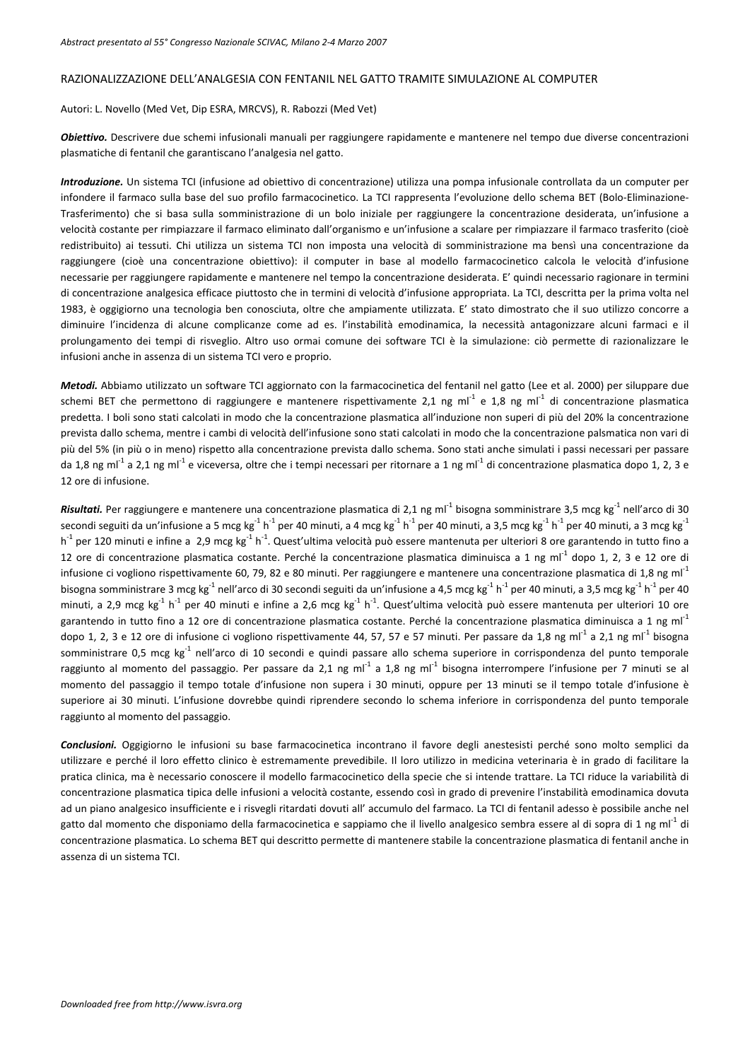*Abstract presentato al 55° Congresso Nazionale SCIVAC, Milano 2-4 Marzo 2007*

RAZIONALIZZAZIONE DELL'ANALGESIA CON FENTANIL NEL GATTO TRAMITE SIMULAZIONE AL COMPUTER

Autori: L. Novello (Med Vet, Dip ESRA, MRCVS), R. Rabozzi (Med Vet)

***Obiettivo.*** Descrivere due schemi infusionali manuali per raggiungere rapidamente e mantenere nel tempo due diverse concentrazioni plasmatiche di fentanil che garantiscano l'analgesia nel gatto.

***Introduzione.*** Un sistema TCI (infusione ad obiettivo di concentrazione) utilizza una pompa infusionale controllata da un computer per infondere il farmaco sulla base del suo profilo farmacocinetico. La TCI rappresenta l'evoluzione dello schema BET (Bolo-Eliminazione-Trasferimento) che si basa sulla somministrazione di un bolo iniziale per raggiungere la concentrazione desiderata, un'infusione a velocità costante per rimpiazzare il farmaco eliminato dall'organismo e un'infusione a scalare per rimpiazzare il farmaco trasferito (cioè redistribuito) ai tessuti. Chi utilizza un sistema TCI non imposta una velocità di somministrazione ma bensì una concentrazione da raggiungere (cioè una concentrazione obiettivo): il computer in base al modello farmacocinetico calcola le velocità d'infusione necessarie per raggiungere rapidamente e mantenere nel tempo la concentrazione desiderata. E' quindi necessario ragionare in termini di concentrazione analgesica efficace piuttosto che in termini di velocità d'infusione appropriata. La TCI, descritta per la prima volta nel 1983, è oggigiorno una tecnologia ben conosciuta, oltre che ampiamente utilizzata. E' stato dimostrato che il suo utilizzo concorre a diminuire l'incidenza di alcune complicanze come ad es. l'instabilità emodinamica, la necessità antagonizzare alcuni farmaci e il prolungamento dei tempi di risveglio. Altro uso ormai comune dei software TCI è la simulazione: ciò permette di razionalizzare le infusioni anche in assenza di un sistema TCI vero e proprio.

***Metodi.*** Abbiamo utilizzato un software TCI aggiornato con la farmacocinetica del fentanil nel gatto (Lee et al. 2000) per siluppare due schemi BET che permettono di raggiungere e mantenere rispettivamente 2,1 ng $ml^{-1}$ e 1,8 ng $ml^{-1}$ di concentrazione plasmatica predetta. I boli sono stati calcolati in modo che la concentrazione plasmatica all'induzione non superi di più del 20% la concentrazione prevista dallo schema, mentre i cambi di velocità dell'infusione sono stati calcolati in modo che la concentrazione palsmatica non vari di più del 5% (in più o in meno) rispetto alla concentrazione prevista dallo schema. Sono stati anche simulati i passi necessari per passare da 1,8 ng $ml^{-1}$ a 2,1 ng $ml^{-1}$ e viceversa, oltre che i tempi necessari per ritornare a 1 ng $ml^{-1}$ di concentrazione plasmatica dopo 1, 2, 3 e 12 ore di infusione.

***Risultati.*** Per raggiungere e mantenere una concentrazione plasmatica di 2,1 ng $ml^{-1}$ bisogna somministrare 3,5 mcg $kg^{-1}$ nell'arco di 30 secondi seguiti da un'infusione a 5 mcg $kg^{-1}$ $h^{-1}$ per 40 minuti, a 4 mcg $kg^{-1}$ $h^{-1}$ per 40 minuti, a 3,5 mcg $kg^{-1}$ $h^{-1}$ per 40 minuti, a 3 mcg $kg^{-1}$ $h^{-1}$ per 120 minuti e infine a 2,9 mcg $kg^{-1}$ $h^{-1}$. Quest'ultima velocità può essere mantenuta per ulteriori 8 ore garantendo in tutto fino a 12 ore di concentrazione plasmatica costante. Perché la concentrazione plasmatica diminuisca a 1 ng $ml^{-1}$ dopo 1, 2, 3 e 12 ore di infusione ci vogliono rispettivamente 60, 79, 82 e 80 minuti. Per raggiungere e mantenere una concentrazione plasmatica di 1,8 ng $ml^{-1}$ bisogna somministrare 3 mcg $kg^{-1}$ nell'arco di 30 secondi seguiti da un'infusione a 4,5 mcg $kg^{-1}$ $h^{-1}$ per 40 minuti, a 3,5 mcg $kg^{-1}$ $h^{-1}$ per 40 minuti, a 2,9 mcg $kg^{-1}$ $h^{-1}$ per 40 minuti e infine a 2,6 mcg $kg^{-1}$ $h^{-1}$. Quest'ultima velocità può essere mantenuta per ulteriori 10 ore garantendo in tutto fino a 12 ore di concentrazione plasmatica costante. Perché la concentrazione plasmatica diminuisca a 1 ng $ml^{-1}$ dopo 1, 2, 3 e 12 ore di infusione ci vogliono rispettivamente 44, 57, 57 e 57 minuti. Per passare da 1,8 ng $ml^{-1}$ a 2,1 ng $ml^{-1}$ bisogna somministrare 0,5 mcg $kg^{-1}$ nell'arco di 10 secondi e quindi passare allo schema superiore in corrispondenza del punto temporale raggiunto al momento del passaggio. Per passare da 2,1 ng $ml^{-1}$ a 1,8 ng $ml^{-1}$ bisogna interrompere l'infusione per 7 minuti se al momento del passaggio il tempo totale d'infusione non supera i 30 minuti, oppure per 13 minuti se il tempo totale d'infusione è superiore ai 30 minuti. L'infusione dovrebbe quindi riprendere secondo lo schema inferiore in corrispondenza del punto temporale raggiunto al momento del passaggio.

***Conclusioni.*** Oggigiorno le infusioni su base farmacocinetica incontrano il favore degli anestesisti perché sono molto semplici da utilizzare e perché il loro effetto clinico è estremamente prevedibile. Il loro utilizzo in medicina veterinaria è in grado di facilitare la pratica clinica, ma è necessario conoscere il modello farmacocinetico della specie che si intende trattare. La TCI riduce la variabilità di concentrazione plasmatica tipica delle infusioni a velocità costante, essendo così in grado di prevenire l'instabilità emodinamica dovuta ad un piano analgesico insufficiente e i risvegli ritardati dovuti all' accumulo del farmaco. La TCI di fentanil adesso è possibile anche nel gatto dal momento che disponiamo della farmacocinetica e sappiamo che il livello analgesico sembra essere al di sopra di 1 ng $ml^{-1}$ di concentrazione plasmatica. Lo schema BET qui descritto permette di mantenere stabile la concentrazione plasmatica di fentanil anche in assenza di un sistema TCI.

*Downloaded free from http://www.isvra.org*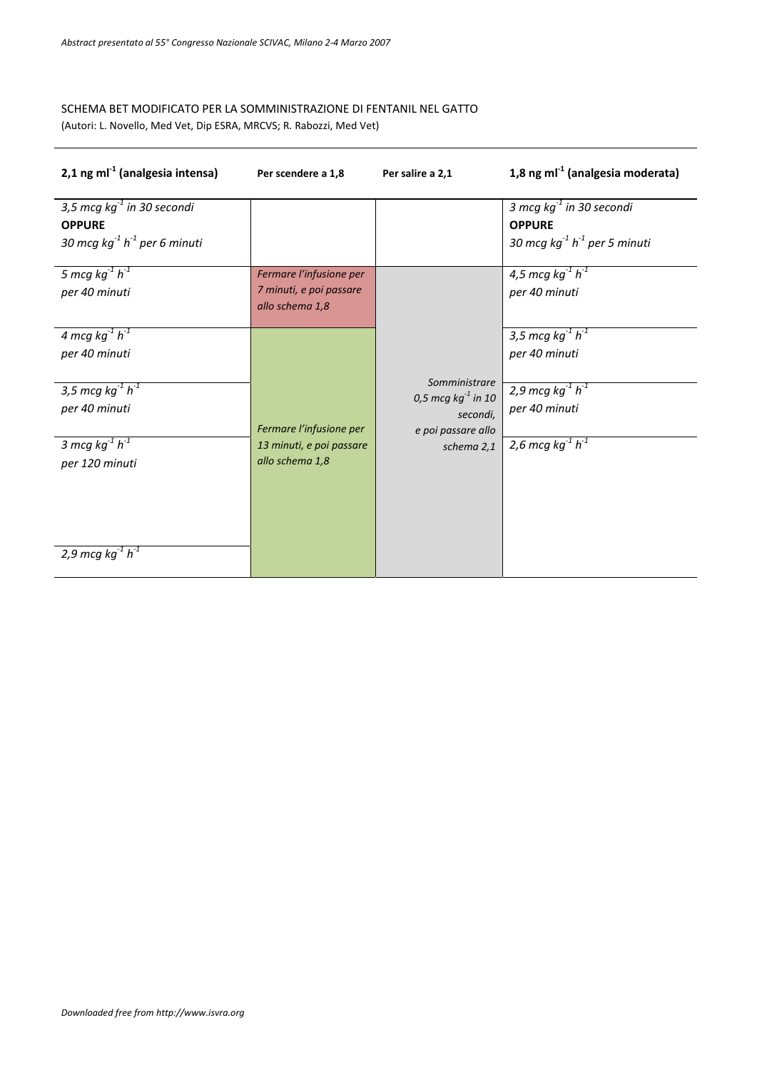*Abstract presentato al 55° Congresso Nazionale SCIVAC, Milano 2-4 Marzo 2007*

SCHEMA BET MODIFICATO PER LA SOMMINISTRAZIONE DI FENTANIL NEL GATTO
(Autori: L. Novello, Med Vet, Dip ESRA, MRCVS; R. Rabozzi, Med Vet)

| **2,1 ng ml$^{-1}$ (analgesia intensa)** | **Per scendere a 1,8** | **Per salire a 2,1** | **1,8 ng ml$^{-1}$ (analgesia moderata)** |
|---|---|---|---|
| *3,5 mcg kg$^{-1}$ in 30 secondi* **OPPURE** *30 mcg kg$^{-1}$ h$^{-1}$ per 6 minuti* | | | *3 mcg kg$^{-1}$ in 30 secondi* **OPPURE** *30 mcg kg$^{-1}$ h$^{-1}$ per 5 minuti* |
| *5 mcg kg$^{-1}$ h$^{-1}$ per 40 minuti* | *Fermare l'infusione per 7 minuti, e poi passare allo schema 1,8* | *Somministrare 0,5 mcg kg$^{-1}$ in 10 secondi, e poi passare allo schema 2,1* | *4,5 mcg kg$^{-1}$ h$^{-1}$ per 40 minuti* |
| *4 mcg kg$^{-1}$ h$^{-1}$ per 40 minuti* | *Fermare l'infusione per 13 minuti, e poi passare allo schema 1,8* | | *3,5 mcg kg$^{-1}$ h$^{-1}$ per 40 minuti* |
| *3,5 mcg kg$^{-1}$ h$^{-1}$ per 40 minuti* | | | *2,9 mcg kg$^{-1}$ h$^{-1}$ per 40 minuti* |
| *3 mcg kg$^{-1}$ h$^{-1}$ per 120 minuti* | | | *2,6 mcg kg$^{-1}$ h$^{-1}$* |
| *2,9 mcg kg$^{-1}$ h$^{-1}$* | | | |

*Downloaded free from http://www.isvra.org*